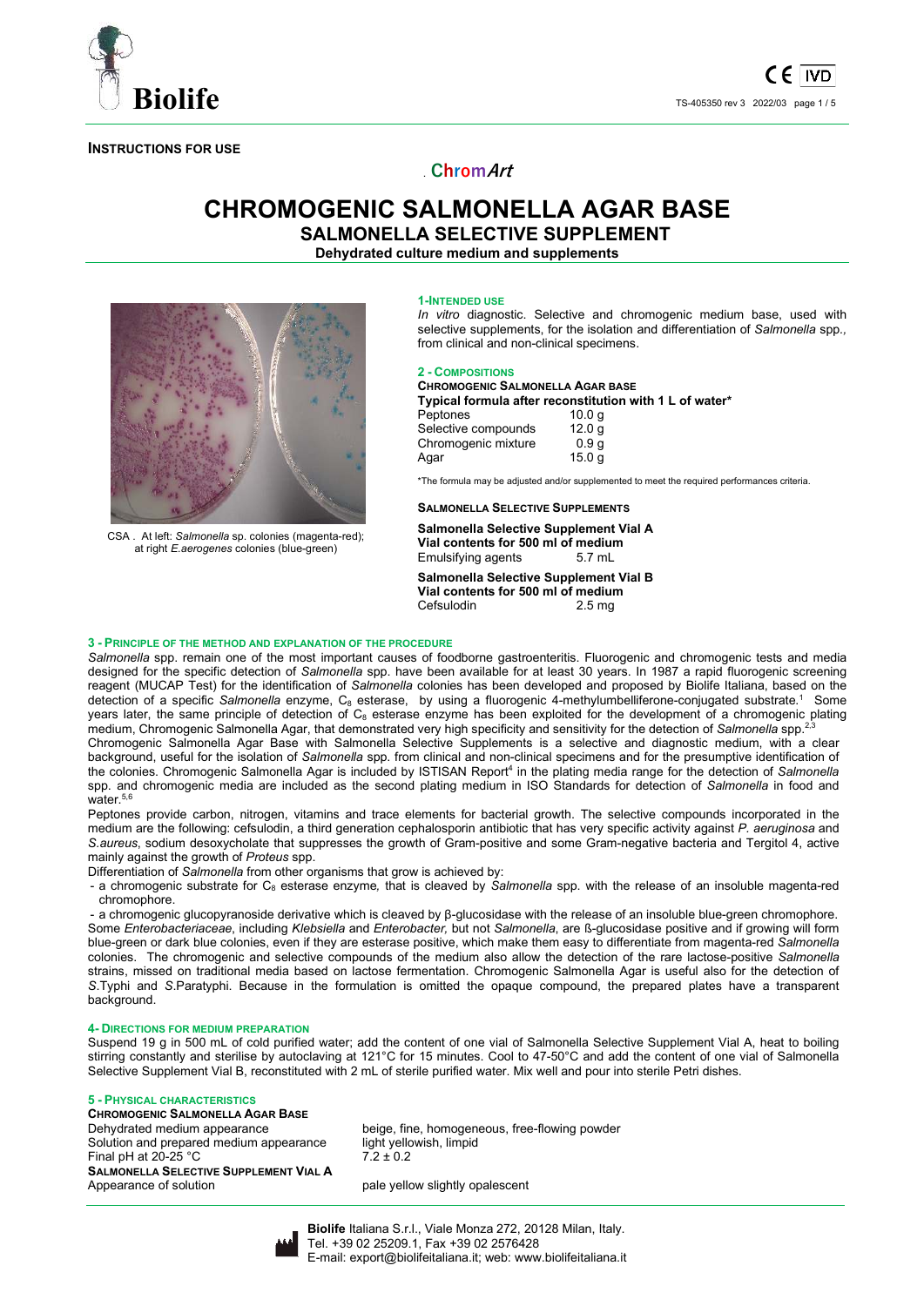**INSTRUCTIONS FOR USE**

ChromArt

# CHROMOGENIC SALMONELLA AGAR BASE

## SALMONELLA SELECTIVE SUPPLEMENT

**Dehydrated culture medium and supplements**

CSA . At left: *Salmonella* sp. colonies (magenta-red); at right *E.aerogenes* colonies (blue-green)

### 1-INTENDED USE

*In vitro* diagnostic. Selective and chromogenic medium base, used with selective supplements, for the isolation and differentiation of *Salmonella* spp., from clinical and non-clinical specimens.

### 2 - COMPOSITIONS

**CHROMOGENIC SALMONELLA AGAR BASE**
**Typical formula after reconstitution with 1 L of water***

| | |
|---|---|
| Peptones | 10.0 g |
| Selective compounds | 12.0 g |
| Chromogenic mixture | 0.9 g |
| Agar | 15.0 g |

*The formula may be adjusted and/or supplemented to meet the required performances criteria.

**SALMONELLA SELECTIVE SUPPLEMENTS**

**Salmonella Selective Supplement Vial A**
**Vial contents for 500 ml of medium**

| | |
|---|---|
| Emulsifying agents | 5.7 mL |

**Salmonella Selective Supplement Vial B**
**Vial contents for 500 ml of medium**

| | |
|---|---|
| Cefsulodin | 2.5 mg |

### 3 - PRINCIPLE OF THE METHOD AND EXPLANATION OF THE PROCEDURE

*Salmonella* spp. remain one of the most important causes of foodborne gastroenteritis. Fluorogenic and chromogenic tests and media designed for the specific detection of *Salmonella* spp. have been available for at least 30 years. In 1987 a rapid fluorogenic screening reagent (MUCAP Test) for the identification of *Salmonella* colonies has been developed and proposed by Biolife Italiana, based on the detection of a specific *Salmonella* enzyme, $C_8$ esterase, by using a fluorogenic 4-methylumbelliferone-conjugated substrate.[1] Some years later, the same principle of detection of $C_8$ esterase enzyme has been exploited for the development of a chromogenic plating medium, Chromogenic Salmonella Agar, that demonstrated very high specificity and sensitivity for the detection of *Salmonella* spp.[2,3]

Chromogenic Salmonella Agar Base with Salmonella Selective Supplements is a selective and diagnostic medium, with a clear background, useful for the isolation of *Salmonella* spp. from clinical and non-clinical specimens and for the presumptive identification of the colonies. Chromogenic Salmonella Agar is included by ISTISAN Report[4] in the plating media range for the detection of *Salmonella* spp. and chromogenic media are included as the second plating medium in ISO Standards for detection of *Salmonella* in food and water.[5,6]

Peptones provide carbon, nitrogen, vitamins and trace elements for bacterial growth. The selective compounds incorporated in the medium are the following: cefsulodin, a third generation cephalosporin antibiotic that has very specific activity against *P. aeruginosa* and *S.aureus*, sodium desoxycholate that suppresses the growth of Gram-positive and some Gram-negative bacteria and Tergitol 4, active mainly against the growth of *Proteus* spp.

Differentiation of *Salmonella* from other organisms that grow is achieved by:

- a chromogenic substrate for $C_8$ esterase enzyme, that is cleaved by *Salmonella* spp. with the release of an insoluble magenta-red chromophore.
- a chromogenic glucopyranoside derivative which is cleaved by β-glucosidase with the release of an insoluble blue-green chromophore. Some *Enterobacteriaceae*, including *Klebsiella* and *Enterobacter,* but not *Salmonella*, are ß-glucosidase positive and if growing will form blue-green or dark blue colonies, even if they are esterase positive, which make them easy to differentiate from magenta-red *Salmonella* colonies. The chromogenic and selective compounds of the medium also allow the detection of the rare lactose-positive *Salmonella* strains, missed on traditional media based on lactose fermentation. Chromogenic Salmonella Agar is useful also for the detection of *S*.Typhi and *S*.Paratyphi. Because in the formulation is omitted the opaque compound, the prepared plates have a transparent background.

### 4- DIRECTIONS FOR MEDIUM PREPARATION

Suspend 19 g in 500 mL of cold purified water; add the content of one vial of Salmonella Selective Supplement Vial A, heat to boiling stirring constantly and sterilise by autoclaving at 121°C for 15 minutes. Cool to 47-50°C and add the content of one vial of Salmonella Selective Supplement Vial B, reconstituted with 2 mL of sterile purified water. Mix well and pour into sterile Petri dishes.

### 5 - PHYSICAL CHARACTERISTICS

**CHROMOGENIC SALMONELLA AGAR BASE**

| | |
|---|---|
| Dehydrated medium appearance | beige, fine, homogeneous, free-flowing powder |
| Solution and prepared medium appearance | light yellowish, limpid |
| Final pH at 20-25 °C | 7.2 ± 0.2 |

**SALMONELLA SELECTIVE SUPPLEMENT VIAL A**

| | |
|---|---|
| Appearance of solution | pale yellow slightly opalescent |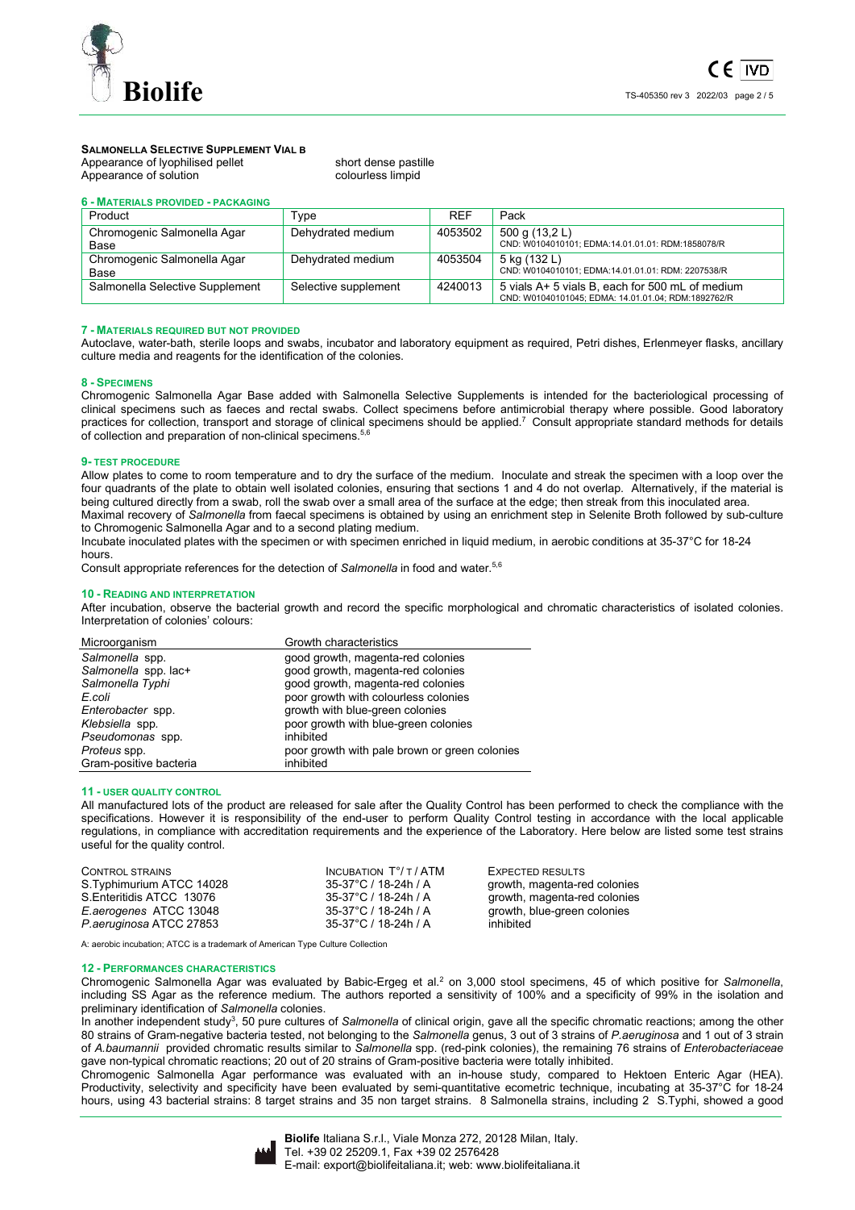**SALMONELLA SELECTIVE SUPPLEMENT VIAL B**

| | |
|---|---|
| Appearance of lyophilised pellet | short dense pastille |
| Appearance of solution | colourless limpid |

## 6 - MATERIALS PROVIDED - PACKAGING

| Product | Type | REF | Pack |
|---|---|---|---|
| Chromogenic Salmonella Agar Base | Dehydrated medium | 4053502 | 500 g (13,2 L)<br>CND: W0104010101; EDMA:14.01.01.01: RDM:1858078/R |
| Chromogenic Salmonella Agar Base | Dehydrated medium | 4053504 | 5 kg (132 L)<br>CND: W0104010101; EDMA:14.01.01.01: RDM: 2207538/R |
| Salmonella Selective Supplement | Selective supplement | 4240013 | 5 vials A+ 5 vials B, each for 500 mL of medium<br>CND: W01040101045; EDMA: 14.01.01.04; RDM:1892762/R |

## 7 - MATERIALS REQUIRED BUT NOT PROVIDED

Autoclave, water-bath, sterile loops and swabs, incubator and laboratory equipment as required, Petri dishes, Erlenmeyer flasks, ancillary culture media and reagents for the identification of the colonies.

## 8 - SPECIMENS

Chromogenic Salmonella Agar Base added with Salmonella Selective Supplements is intended for the bacteriological processing of clinical specimens such as faeces and rectal swabs. Collect specimens before antimicrobial therapy where possible. Good laboratory practices for collection, transport and storage of clinical specimens should be applied.[7] Consult appropriate standard methods for details of collection and preparation of non-clinical specimens.[5,6]

## 9- TEST PROCEDURE

Allow plates to come to room temperature and to dry the surface of the medium. Inoculate and streak the specimen with a loop over the four quadrants of the plate to obtain well isolated colonies, ensuring that sections 1 and 4 do not overlap. Alternatively, if the material is being cultured directly from a swab, roll the swab over a small area of the surface at the edge; then streak from this inoculated area.

Maximal recovery of *Salmonella* from faecal specimens is obtained by using an enrichment step in Selenite Broth followed by sub-culture to Chromogenic Salmonella Agar and to a second plating medium.

Incubate inoculated plates with the specimen or with specimen enriched in liquid medium, in aerobic conditions at 35-37°C for 18-24 hours.

Consult appropriate references for the detection of *Salmonella* in food and water.[5,6]

## 10 - READING AND INTERPRETATION

After incubation, observe the bacterial growth and record the specific morphological and chromatic characteristics of isolated colonies. Interpretation of colonies' colours:

| Microorganism | Growth characteristics |
|---|---|
| *Salmonella* spp. | good growth, magenta-red colonies |
| *Salmonella* spp. lac+ | good growth, magenta-red colonies |
| *Salmonella Typhi* | good growth, magenta-red colonies |
| *E.coli* | poor growth with colourless colonies |
| *Enterobacter* spp. | growth with blue-green colonies |
| *Klebsiella* spp. | poor growth with blue-green colonies |
| *Pseudomonas* spp. | inhibited |
| *Proteus* spp. | poor growth with pale brown or green colonies |
| Gram-positive bacteria | inhibited |

## 11 - USER QUALITY CONTROL

All manufactured lots of the product are released for sale after the Quality Control has been performed to check the compliance with the specifications. However it is responsibility of the end-user to perform Quality Control testing in accordance with the local applicable regulations, in compliance with accreditation requirements and the experience of the Laboratory. Here below are listed some test strains useful for the quality control.

| CONTROL STRAINS | INCUBATION T°/ T / ATM | EXPECTED RESULTS |
|---|---|---|
| S.Typhimurium ATCC 14028 | 35-37°C / 18-24h / A | growth, magenta-red colonies |
| S.Enteritidis ATCC 13076 | 35-37°C / 18-24h / A | growth, magenta-red colonies |
| *E.aerogenes* ATCC 13048 | 35-37°C / 18-24h / A | growth, blue-green colonies |
| *P.aeruginosa* ATCC 27853 | 35-37°C / 18-24h / A | inhibited |

A: aerobic incubation; ATCC is a trademark of American Type Culture Collection

## 12 - PERFORMANCES CHARACTERISTICS

Chromogenic Salmonella Agar was evaluated by Babic-Ergeg et al.[2] on 3,000 stool specimens, 45 of which positive for *Salmonella*, including SS Agar as the reference medium. The authors reported a sensitivity of 100% and a specificity of 99% in the isolation and preliminary identification of *Salmonella* colonies.

In another independent study[3], 50 pure cultures of *Salmonella* of clinical origin, gave all the specific chromatic reactions; among the other 80 strains of Gram-negative bacteria tested, not belonging to the *Salmonella* genus, 3 out of 3 strains of *P.aeruginosa* and 1 out of 3 strain of *A.baumannii* provided chromatic results similar to *Salmonella* spp. (red-pink colonies), the remaining 76 strains of *Enterobacteriaceae* gave non-typical chromatic reactions; 20 out of 20 strains of Gram-positive bacteria were totally inhibited.

Chromogenic Salmonella Agar performance was evaluated with an in-house study, compared to Hektoen Enteric Agar (HEA). Productivity, selectivity and specificity have been evaluated by semi-quantitative ecometric technique, incubating at 35-37°C for 18-24 hours, using 43 bacterial strains: 8 target strains and 35 non target strains. 8 Salmonella strains, including 2 S.Typhi, showed a good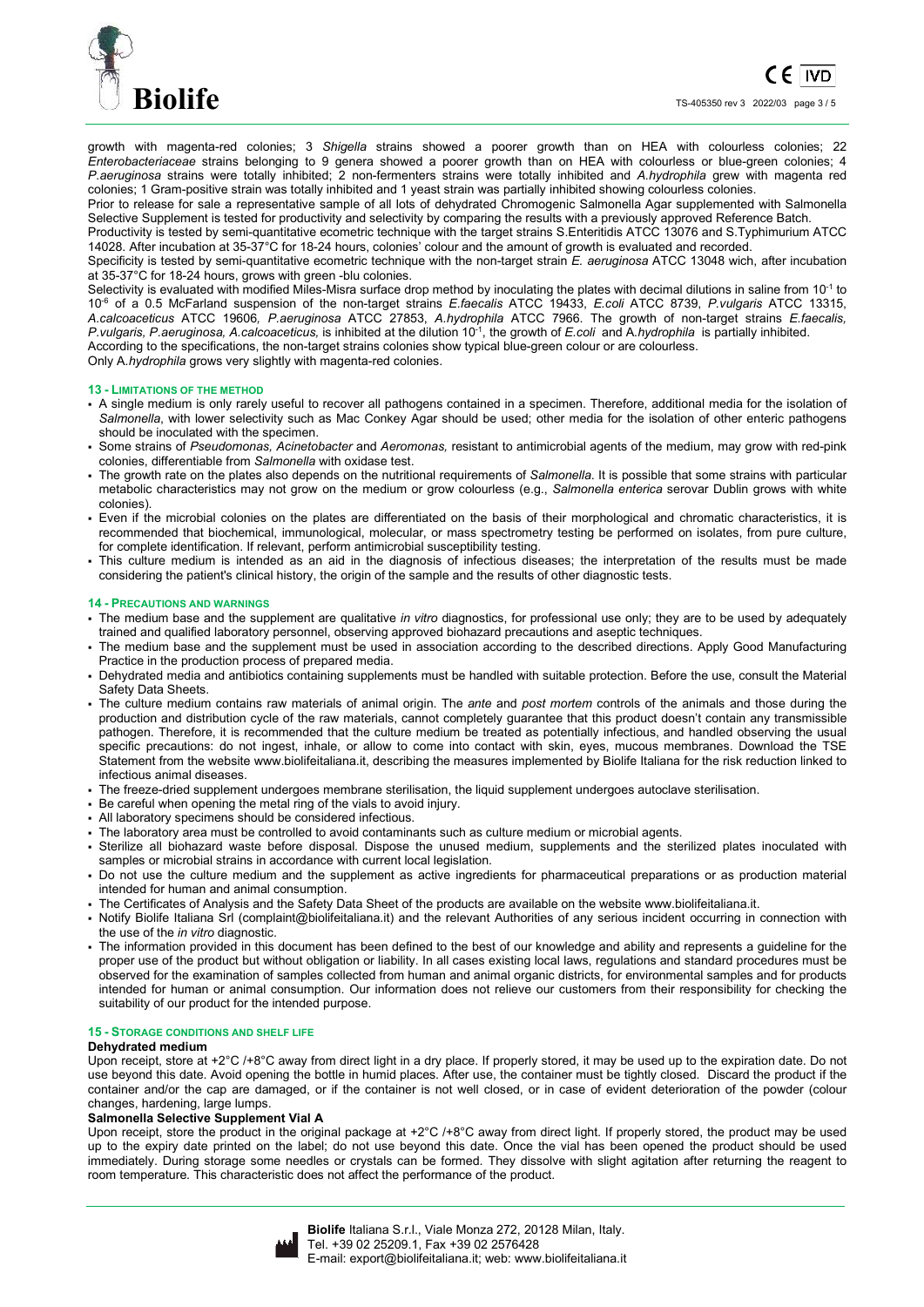growth with magenta-red colonies; 3 *Shigella* strains showed a poorer growth than on HEA with colourless colonies; 22 *Enterobacteriaceae* strains belonging to 9 genera showed a poorer growth than on HEA with colourless or blue-green colonies; 4 *P.aeruginosa* strains were totally inhibited; 2 non-fermenters strains were totally inhibited and *A.hydrophila* grew with magenta red colonies; 1 Gram-positive strain was totally inhibited and 1 yeast strain was partially inhibited showing colourless colonies.

Prior to release for sale a representative sample of all lots of dehydrated Chromogenic Salmonella Agar supplemented with Salmonella Selective Supplement is tested for productivity and selectivity by comparing the results with a previously approved Reference Batch.

Productivity is tested by semi-quantitative ecometric technique with the target strains S.Enteritidis ATCC 13076 and S.Typhimurium ATCC 14028. After incubation at 35-37°C for 18-24 hours, colonies' colour and the amount of growth is evaluated and recorded.

Specificity is tested by semi-quantitative ecometric technique with the non-target strain *E. aeruginosa* ATCC 13048 wich, after incubation at 35-37°C for 18-24 hours, grows with green -blu colonies.

Selectivity is evaluated with modified Miles-Misra surface drop method by inoculating the plates with decimal dilutions in saline from $10^{-1}$ to $10^{-6}$ of a 0.5 McFarland suspension of the non-target strains *E.faecalis* ATCC 19433, *E.coli* ATCC 8739, *P.vulgaris* ATCC 13315, *A.calcoaceticus* ATCC 19606, *P.aeruginosa* ATCC 27853, *A.hydrophila* ATCC 7966. The growth of non-target strains *E.faecalis, P.vulgaris, P.aeruginosa, A.calcoaceticus,* is inhibited at the dilution $10^{-1}$, the growth of *E.coli* and A.*hydrophila* is partially inhibited.

According to the specifications, the non-target strains colonies show typical blue-green colour or are colourless.

Only A.*hydrophila* grows very slightly with magenta-red colonies.

## 13 - LIMITATIONS OF THE METHOD

- A single medium is only rarely useful to recover all pathogens contained in a specimen. Therefore, additional media for the isolation of *Salmonella*, with lower selectivity such as Mac Conkey Agar should be used; other media for the isolation of other enteric pathogens should be inoculated with the specimen.
- Some strains of *Pseudomonas, Acinetobacter* and *Aeromonas,* resistant to antimicrobial agents of the medium, may grow with red-pink colonies, differentiable from *Salmonella* with oxidase test.
- The growth rate on the plates also depends on the nutritional requirements of *Salmonella*. It is possible that some strains with particular metabolic characteristics may not grow on the medium or grow colourless (e.g., *Salmonella enterica* serovar Dublin grows with white colonies).
- Even if the microbial colonies on the plates are differentiated on the basis of their morphological and chromatic characteristics, it is recommended that biochemical, immunological, molecular, or mass spectrometry testing be performed on isolates, from pure culture, for complete identification. If relevant, perform antimicrobial susceptibility testing.
- This culture medium is intended as an aid in the diagnosis of infectious diseases; the interpretation of the results must be made considering the patient's clinical history, the origin of the sample and the results of other diagnostic tests.

## 14 - PRECAUTIONS AND WARNINGS

- The medium base and the supplement are qualitative *in vitro* diagnostics, for professional use only; they are to be used by adequately trained and qualified laboratory personnel, observing approved biohazard precautions and aseptic techniques.
- The medium base and the supplement must be used in association according to the described directions. Apply Good Manufacturing Practice in the production process of prepared media.
- Dehydrated media and antibiotics containing supplements must be handled with suitable protection. Before the use, consult the Material Safety Data Sheets.
- The culture medium contains raw materials of animal origin. The *ante* and *post mortem* controls of the animals and those during the production and distribution cycle of the raw materials, cannot completely guarantee that this product doesn't contain any transmissible pathogen. Therefore, it is recommended that the culture medium be treated as potentially infectious, and handled observing the usual specific precautions: do not ingest, inhale, or allow to come into contact with skin, eyes, mucous membranes. Download the TSE Statement from the website www.biolifeitaliana.it, describing the measures implemented by Biolife Italiana for the risk reduction linked to infectious animal diseases.
- The freeze-dried supplement undergoes membrane sterilisation, the liquid supplement undergoes autoclave sterilisation.
- Be careful when opening the metal ring of the vials to avoid injury.
- All laboratory specimens should be considered infectious.
- The laboratory area must be controlled to avoid contaminants such as culture medium or microbial agents.
- Sterilize all biohazard waste before disposal. Dispose the unused medium, supplements and the sterilized plates inoculated with samples or microbial strains in accordance with current local legislation.
- Do not use the culture medium and the supplement as active ingredients for pharmaceutical preparations or as production material intended for human and animal consumption.
- The Certificates of Analysis and the Safety Data Sheet of the products are available on the website www.biolifeitaliana.it.
- Notify Biolife Italiana Srl (complaint@biolifeitaliana.it) and the relevant Authorities of any serious incident occurring in connection with the use of the *in vitro* diagnostic.
- The information provided in this document has been defined to the best of our knowledge and ability and represents a guideline for the proper use of the product but without obligation or liability. In all cases existing local laws, regulations and standard procedures must be observed for the examination of samples collected from human and animal organic districts, for environmental samples and for products intended for human or animal consumption. Our information does not relieve our customers from their responsibility for checking the suitability of our product for the intended purpose.

## 15 - STORAGE CONDITIONS AND SHELF LIFE

**Dehydrated medium**

Upon receipt, store at +2°C /+8°C away from direct light in a dry place. If properly stored, it may be used up to the expiration date. Do not use beyond this date. Avoid opening the bottle in humid places. After use, the container must be tightly closed. Discard the product if the container and/or the cap are damaged, or if the container is not well closed, or in case of evident deterioration of the powder (colour changes, hardening, large lumps.

**Salmonella Selective Supplement Vial A**

Upon receipt, store the product in the original package at +2°C /+8°C away from direct light. If properly stored, the product may be used up to the expiry date printed on the label; do not use beyond this date. Once the vial has been opened the product should be used immediately. During storage some needles or crystals can be formed. They dissolve with slight agitation after returning the reagent to room temperature. This characteristic does not affect the performance of the product.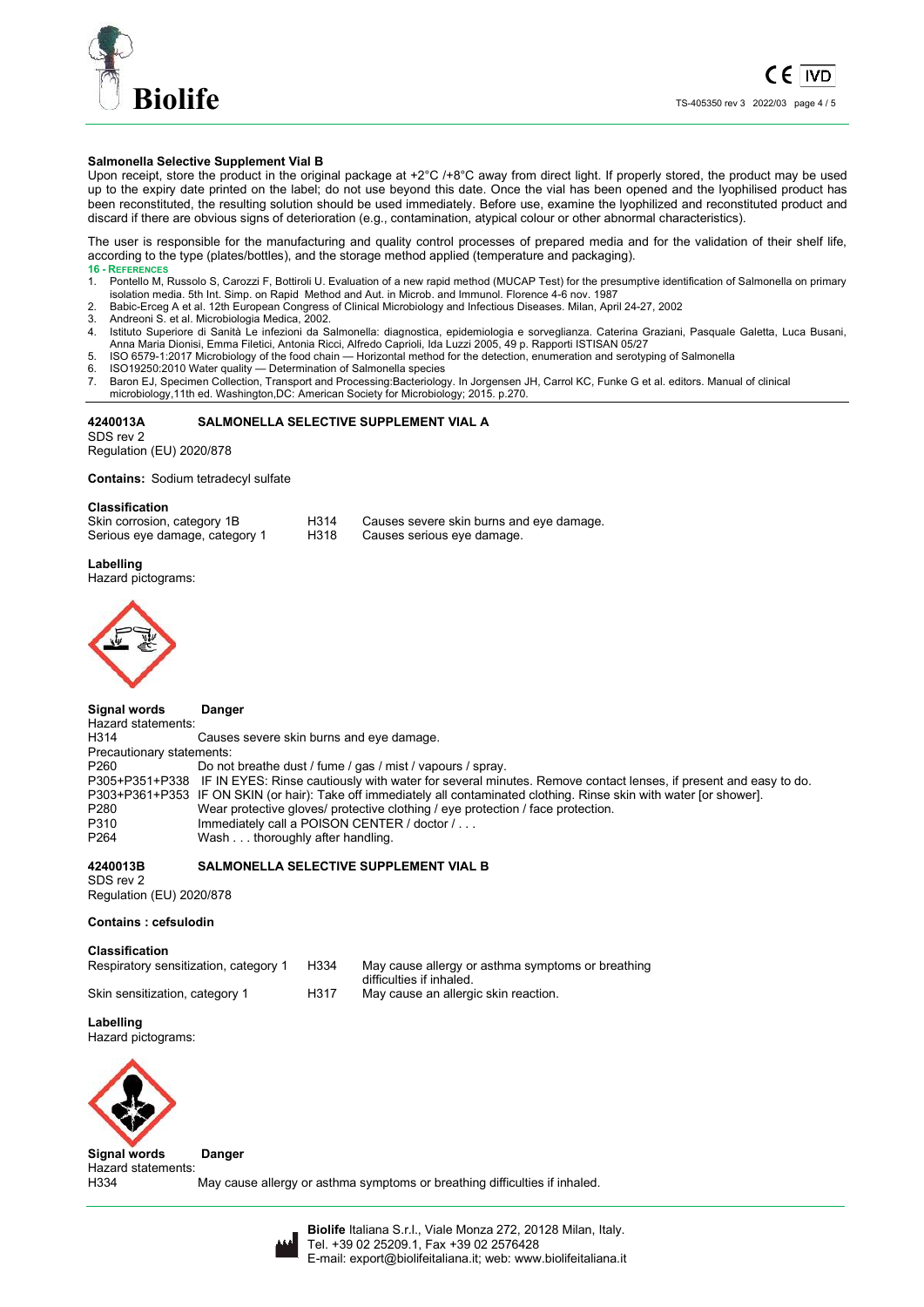**Salmonella Selective Supplement Vial B**

Upon receipt, store the product in the original package at +2°C /+8°C away from direct light. If properly stored, the product may be used up to the expiry date printed on the label; do not use beyond this date. Once the vial has been opened and the lyophilised product has been reconstituted, the resulting solution should be used immediately. Before use, examine the lyophilized and reconstituted product and discard if there are obvious signs of deterioration (e.g., contamination, atypical colour or other abnormal characteristics).

The user is responsible for the manufacturing and quality control processes of prepared media and for the validation of their shelf life, according to the type (plates/bottles), and the storage method applied (temperature and packaging).

## 16 - REFERENCES

1. Pontello M, Russolo S, Carozzi F, Bottiroli U. Evaluation of a new rapid method (MUCAP Test) for the presumptive identification of Salmonella on primary isolation media. 5th Int. Simp. on Rapid Method and Aut. in Microb. and Immunol. Florence 4-6 nov. 1987
2. Babic-Erceg A et al. 12th European Congress of Clinical Microbiology and Infectious Diseases. Milan, April 24-27, 2002
3. Andreoni S. et al. Microbiologia Medica, 2002.
4. Istituto Superiore di Sanità Le infezioni da Salmonella: diagnostica, epidemiologia e sorveglianza. Caterina Graziani, Pasquale Galetta, Luca Busani, Anna Maria Dionisi, Emma Filetici, Antonia Ricci, Alfredo Caprioli, Ida Luzzi 2005, 49 p. Rapporti ISTISAN 05/27
5. ISO 6579-1:2017 Microbiology of the food chain — Horizontal method for the detection, enumeration and serotyping of Salmonella
6. ISO19250:2010 Water quality — Determination of Salmonella species
7. Baron EJ, Specimen Collection, Transport and Processing:Bacteriology. In Jorgensen JH, Carrol KC, Funke G et al. editors. Manual of clinical microbiology,11th ed. Washington,DC: American Society for Microbiology; 2015. p.270.

**4240013A SALMONELLA SELECTIVE SUPPLEMENT VIAL A**

SDS rev 2
Regulation (EU) 2020/878

**Contains:** Sodium tetradecyl sulfate

**Classification**

| | | |
|---|---|---|
| Skin corrosion, category 1B | H314 | Causes severe skin burns and eye damage. |
| Serious eye damage, category 1 | H318 | Causes serious eye damage. |

**Labelling**

Hazard pictograms:

**Signal words** **Danger**

Hazard statements:

| | |
|---|---|
| H314 | Causes severe skin burns and eye damage. |

Precautionary statements:

| | |
|---|---|
| P260 | Do not breathe dust / fume / gas / mist / vapours / spray. |
| P305+P351+P338 | IF IN EYES: Rinse cautiously with water for several minutes. Remove contact lenses, if present and easy to do. |
| P303+P361+P353 | IF ON SKIN (or hair): Take off immediately all contaminated clothing. Rinse skin with water [or shower]. |
| P280 | Wear protective gloves/ protective clothing / eye protection / face protection. |
| P310 | Immediately call a POISON CENTER / doctor / . . . |
| P264 | Wash . . . thoroughly after handling. |

**4240013B SALMONELLA SELECTIVE SUPPLEMENT VIAL B**

SDS rev 2
Regulation (EU) 2020/878

**Contains : cefsulodin**

**Classification**

| | | |
|---|---|---|
| Respiratory sensitization, category 1 | H334 | May cause allergy or asthma symptoms or breathing difficulties if inhaled. |
| Skin sensitization, category 1 | H317 | May cause an allergic skin reaction. |

**Labelling**

Hazard pictograms:

**Signal words** **Danger**

Hazard statements:

| | |
|---|---|
| H334 | May cause allergy or asthma symptoms or breathing difficulties if inhaled. |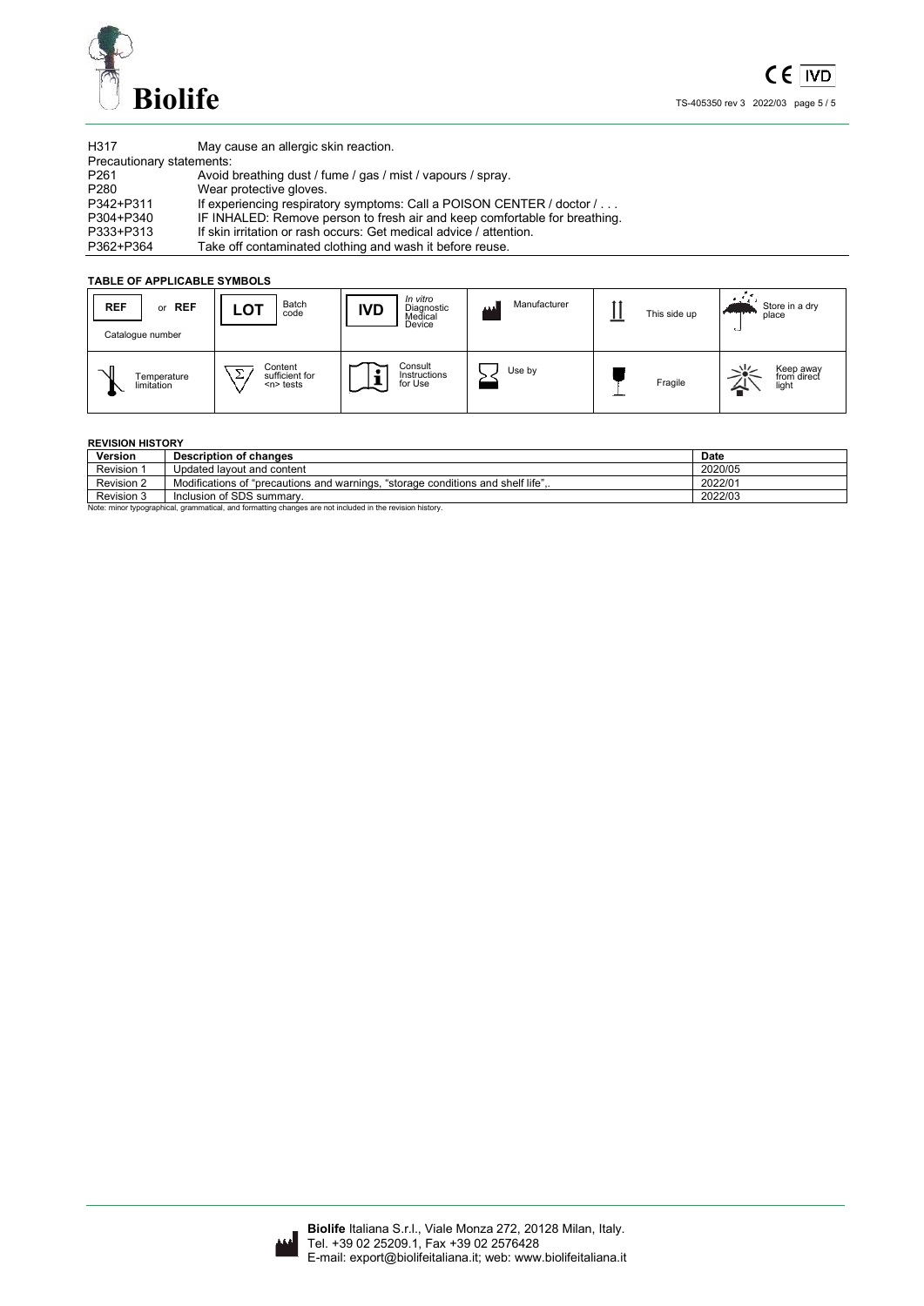| | |
|---|---|
| H317 | May cause an allergic skin reaction. |
| Precautionary statements: | |
| P261 | Avoid breathing dust / fume / gas / mist / vapours / spray. |
| P280 | Wear protective gloves. |
| P342+P311 | If experiencing respiratory symptoms: Call a POISON CENTER / doctor / . . . |
| P304+P340 | IF INHALED: Remove person to fresh air and keep comfortable for breathing. |
| P333+P313 | If skin irritation or rash occurs: Get medical advice / attention. |
| P362+P364 | Take off contaminated clothing and wash it before reuse. |

**TABLE OF APPLICABLE SYMBOLS**

| | | | | | |
|---|---|---|---|---|---|
| REF or REF Catalogue number | LOT Batch code | IVD *In vitro* Diagnostic Medical Device | Manufacturer | This side up | Store in a dry place |
| Temperature limitation | Σ Content sufficient for <n> tests | Consult Instructions for Use | Use by | Fragile | Keep away from direct light |

**REVISION HISTORY**

| Version | Description of changes | Date |
|---|---|---|
| Revision 1 | Updated layout and content | 2020/05 |
| Revision 2 | Modifications of "precautions and warnings, "storage conditions and shelf life",. | 2022/01 |
| Revision 3 | Inclusion of SDS summary. | 2022/03 |

Note: minor typographical, grammatical, and formatting changes are not included in the revision history.

**Biolife** Italiana S.r.l., Viale Monza 272, 20128 Milan, Italy.
Tel. +39 02 25209.1, Fax +39 02 2576428
E-mail: export@biolifeitaliana.it; web: www.biolifeitaliana.it